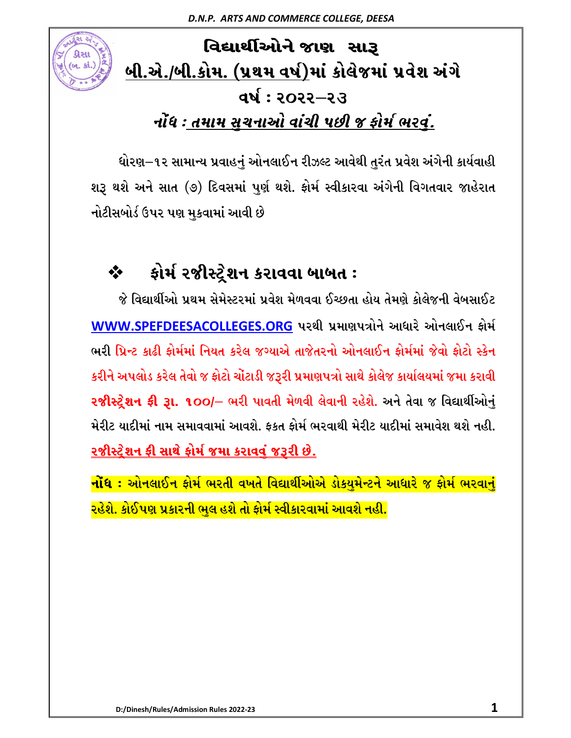# વિદ્યાર્થીઓને જાણ સારૂ

## બી.એ./બી.કોમ. (પ્રથમ વર્ષ)માં કોલેજમાં પ્રવેશ અંગે

## વર્ષ : ૨૦૨૨–૨૩

*નોંધ : તમામ સુચનાઓ વાંચી પછી જ ફોર્મ ભરવું.*

ધોરણ–૧૨ સામાન્ય પ્રવાહનું ઓનલાઈન રીઝલ્ટ આવેથી તુરંત પ્રવેશ અંગેની કાર્યવાહી શરૂ થશે અને સાત (૭) દિવસમાં પુર્ણ થશે. ફોર્મ સ્વીકારવા અંગેની વિગતવાર જાહેરાત નોટીસબોર્ડ ઉપર પણ મુકવામાં આવી છે

## ❖ ફોર્મ રજીસ્ટ્રેશન કરાવવા બાબત :

જે વિદ્યાર્થીઓ પ્રથમ સેમેસ્ટરમાં પ્રવેશ મેળવવા ઈચ્છતા હોય તેમણે કોલેજની વેબસાઈટ **WWW.SPEFDEESACOLLEGES.ORG** પરથી પ્રમાણપત્રોને આધારે ઓનલાઈન ફોર્મ ભરી પ્રિન્ટ કાઢી ફોર્મમાં નિયત કરેલ જગ્યાએ તાજેતરનો ઓનલાઈન ફોર્મમાં જેવો ફોટો સ્કેન કરીને અપલોડ કરેલ તેવો જ ફોટો ચોંટાડી જરૂરી પ્રમાણપત્રો સાથે કોલેજ કાર્યાલયમાં જમા કરાવી **રજીસ્ટ્રેશન ફી રૂા. ૧૦૦/–** ભરી પાવતી મેળવી લેવાની રહેશે. અને તેવા જ વિદ્યાર્થીઓનું મેરીટ યાદીમાં નામ સમાવવામાં આવશે. ફકત ફોર્મ ભરવાથી મેરીટ યાદીમાં સમાવેશ થશે નહી. **રજીસ્ટ્રેશન ફી સાથે ફોર્મ જમા કરાવવું જરૂરી છે.**

**નોંધ : ઓનલાઈન ફોર્મ ભરતી વખતે વિદ્યાર્થીઓએ ડોકયુમેન્ટને આધારે જ ફોર્મ ભરવાનું રહેશે. કોઈપણ પ્રકારની ભુલ હશે તો ફોર્મ સ્વીકારવામાં આવશે નહી.**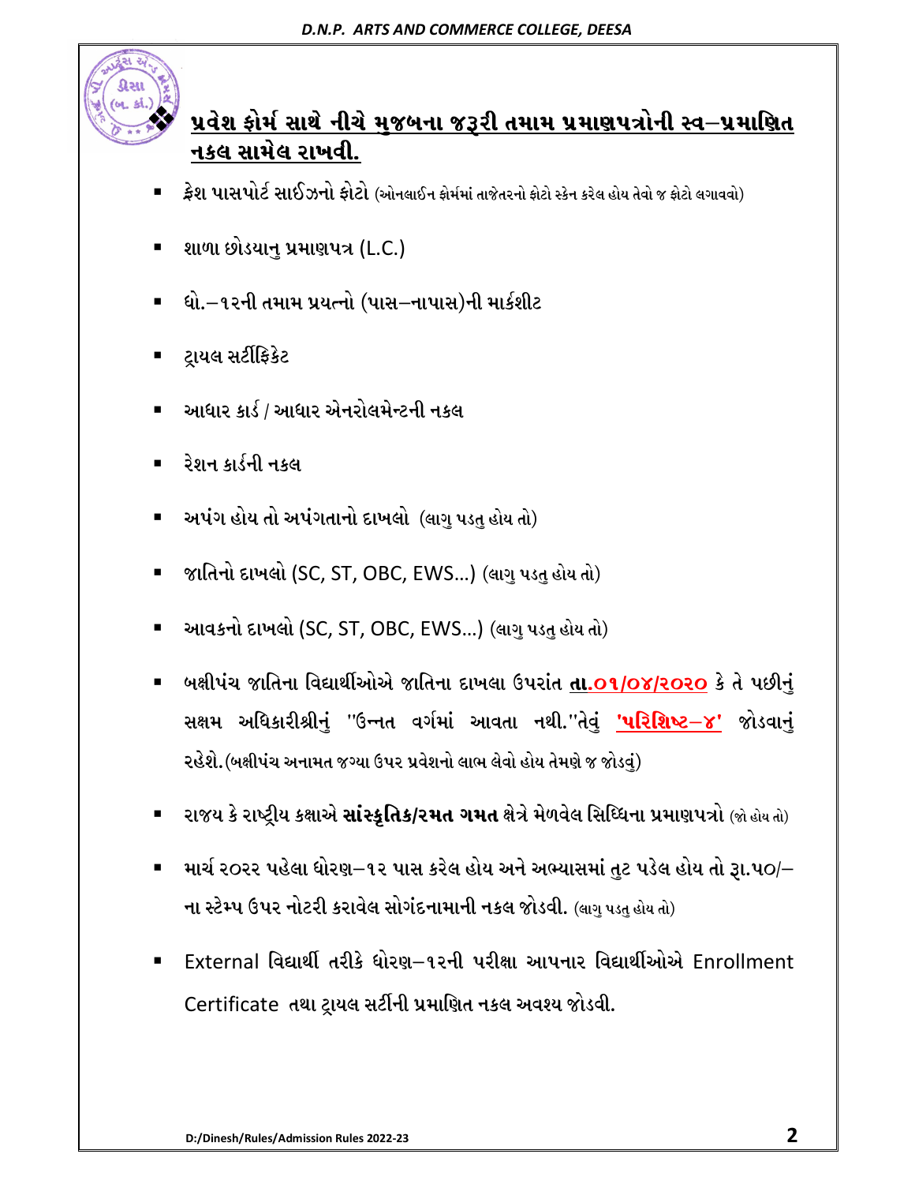## **પ્રવેશ ફોર્મ સાથે નીચે મુજબના જરૂરી તમામ પ્રમાણપત્રોની સ્વ–પ્રમાણિત નકલ સામેલ રાખવી.**

- **ફ્રેશ પાસપોર્ટ સાઈઝનો ફોટો** (ઓનલાઈન ફોર્મમાં તાજેતરનો ફોટો સ્કેન કરેલ હોય તેવો જ ફોટો લગાવવો)
- શાળા છોડયાનુ પ્રમાણપત્ર (L.C.)
- ધો.–૧૨ની તમામ પ્રયત્નો (પાસ–નાપાસ)ની માર્કશીટ
- ટ્રાયલ સર્ટીફિકેટ
- આધાર કાર્ડ / આધાર એનરોલમેન્ટની નકલ
- રેશન કાર્ડની નકલ
- અપંગ હોય તો અપંગતાનો દાખલો (લાગુ પડતુ હોય તો)
- જાતિનો દાખલો (SC, ST, OBC, EWS...) (લાગુ પડતુ હોય તો)
- આવકનો દાખલો (SC, ST, OBC, EWS...) (લાગુ પડતુ હોય તો)
- બક્ષીપંચ જાતિના વિદ્યાર્થીઓએ જાતિના દાખલા ઉપરાંત **તા.૦૧/૦૪/૨૦૨૦** કે તે પછીનું સક્ષમ અધિકારીશ્રીનું "ઉન્નત વર્ગમાં આવતા નથી."તેવું **'પરિશિષ્ટ–૪'** જોડવાનું રહેશે.(બક્ષીપંચ અનામત જગ્યા ઉપર પ્રવેશનો લાભ લેવો હોય તેમણે જ જોડવું)
- રાજય કે રાષ્ટ્રીય કક્ષાએ **સાંસ્કૃતિક/રમત ગમત** ક્ષેત્રે મેળવેલ સિધ્ધિના પ્રમાણપત્રો (જો હોય તો)
- માર્ચ ૨૦૨૨ પહેલા ધોરણ–૧૨ પાસ કરેલ હોય અને અભ્યાસમાં તુટ પડેલ હોય તો રૂ.૫૦/– ના સ્ટેમ્પ ઉપર નોટરી કરાવેલ સોગંદનામાની નકલ જોડવી. (લાગુ પડતુ હોય તો)
- External વિદ્યાર્થી તરીકે ધોરણ–૧૨ની પરીક્ષા આપનાર વિદ્યાર્થીઓએ Enrollment Certificate તથા ટ્રાયલ સર્ટીની પ્રમાણિત નકલ અવશ્ય જોડવી.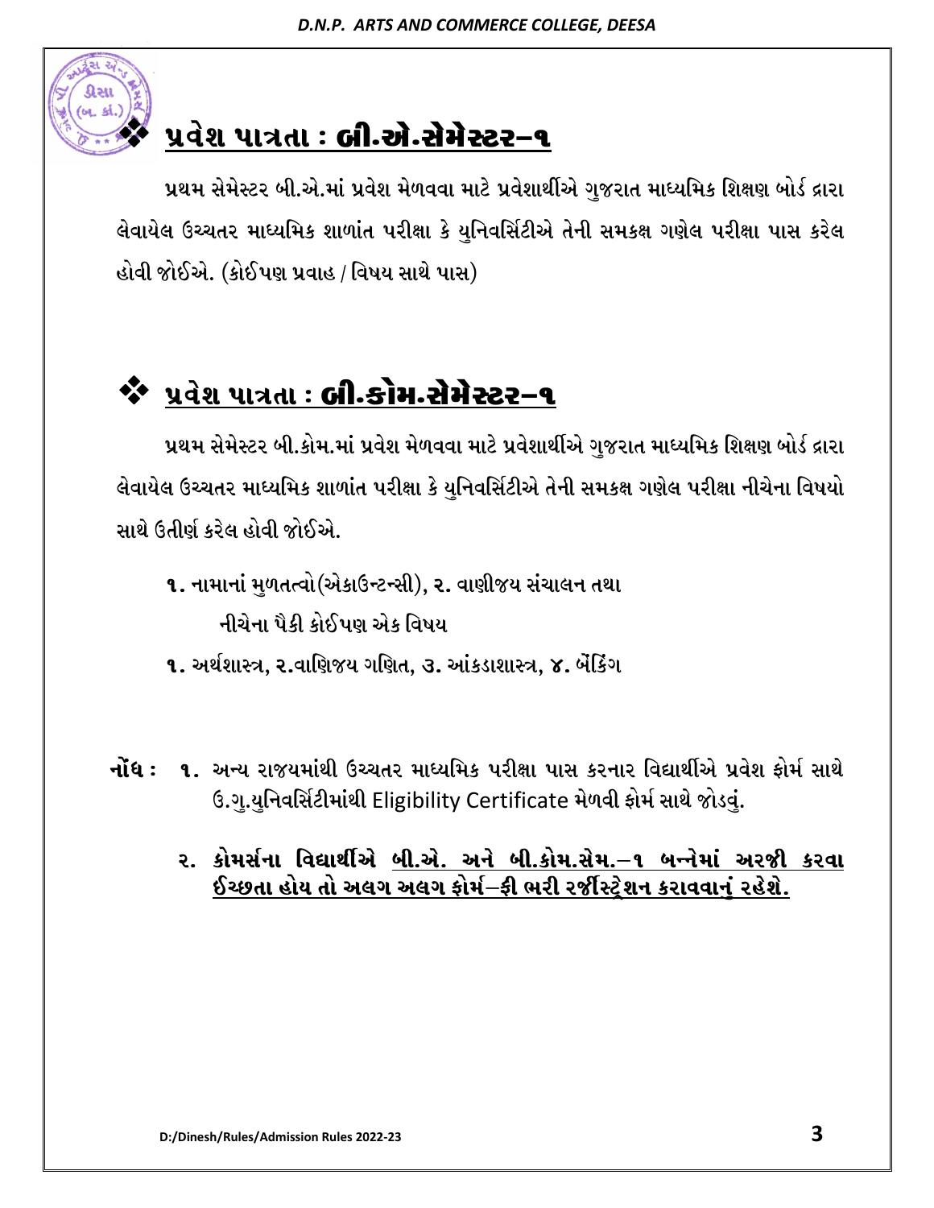## ❖ प्रवेश पात्रता : બી.એ.સેમેસ્ટર–૧

પ્રથમ સેમેસ્ટર બી.એ.માં પ્રવેશ મેળવવા માટે પ્રવેશાર્થીએ ગુજરાત માધ્યમિક શિક્ષણ બોર્ડ દ્વારા લેવાયેલ ઉચ્ચતર માધ્યમિક શાળાંત પરીક્ષા કે યુનિવર્સિટીએ તેની સમકક્ષ ગણેલ પરીક્ષા પાસ કરેલ હોવી જોઈએ. (કોઈપણ પ્રવાહ / વિષય સાથે પાસ)

## ❖ પ્રવેશ પાત્રતા : બી.કોમ.સેમેસ્ટર–૧

પ્રથમ સેમેસ્ટર બી.કોમ.માં પ્રવેશ મેળવવા માટે પ્રવેશાર્થીએ ગુજરાત માધ્યમિક શિક્ષણ બોર્ડ દ્વારા લેવાયેલ ઉચ્ચતર માધ્યમિક શાળાંત પરીક્ષા કે યુનિવર્સિટીએ તેની સમકક્ષ ગણેલ પરીક્ષા નીચેના વિષયો સાથે ઉતીર્ણ કરેલ હોવી જોઈએ.

**૧.** નામાનાં મુળતત્વો(એકાઉન્ટન્સી), **૨.** વાણીજય સંચાલન તથા
નીચેના પૈકી કોઈપણ એક વિષય

**૧.** અર્થશાસ્ત્ર, **૨.**વાણિજય ગણિત, ૩. આંકડાશાસ્ત્ર, **૪.** બેંકિંગ

**નોંધ :** **૧.** અન્ય રાજયમાંથી ઉચ્ચતર માધ્યમિક પરીક્ષા પાસ કરનાર વિદ્યાર્થીએ પ્રવેશ ફોર્મ સાથે ઉ.ગુ.યુનિવર્સિટીમાંથી Eligibility Certificate મેળવી ફોર્મ સાથે જોડવું.

**૨. કોમર્સના વિદ્યાર્થીએ <u>બી.એ. અને બી.કોમ.સેમ.–૧ બન્નેમાં અરજી કરવા ઈચ્છતા હોય તો અલગ અલગ ફોર્મ–ફી ભરી રજીસ્ટ્રેશન કરાવવાનું રહેશે.</u>**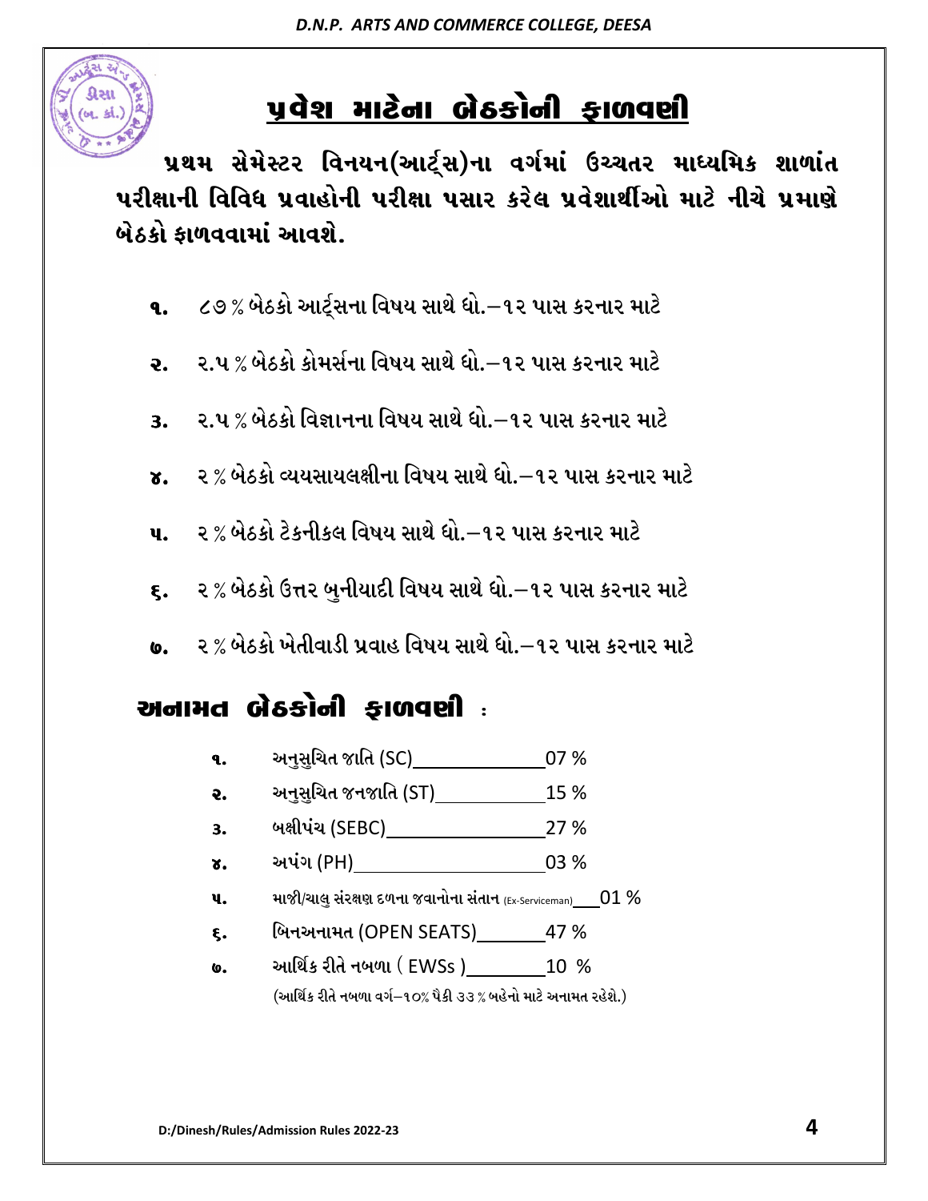# પ્રવેશ માટેના બેઠકોની ફાળવણી

**પ્રથમ સેમેસ્ટર વિનયન(આર્ટ્સ)ના વર્ગમાં ઉચ્ચતર માધ્યમિક શાળાંત પરીક્ષાની વિવિધ પ્રવાહોની પરીક્ષા પસાર કરેલ પ્રવેશાર્થીઓ માટે નીચે પ્રમાણે બેઠકો ફાળવવામાં આવશે.**

૧. ૮૭ % બેઠકો આર્ટ્સના વિષય સાથે ધો.–૧૨ પાસ કરનાર માટે

૨. ૨.૫ % બેઠકો કોમર્સના વિષય સાથે ધો.–૧૨ પાસ કરનાર માટે

૩. ૨.૫ % બેઠકો વિજ્ઞાનના વિષય સાથે ધો.–૧૨ પાસ કરનાર માટે

૪. ૨ % બેઠકો વ્યયસાયલક્ષીના વિષય સાથે ધો.–૧૨ પાસ કરનાર માટે

૫. ૨ % બેઠકો ટેકનીકલ વિષય સાથે ધો.–૧૨ પાસ કરનાર માટે

૬. ૨ % બેઠકો ઉત્તર બુનીયાદી વિષય સાથે ધો.–૧૨ પાસ કરનાર માટે

૭. ૨ % બેઠકો ખેતીવાડી પ્રવાહ વિષય સાથે ધો.–૧૨ પાસ કરનાર માટે

## અનામત બેઠકોની ફાળવણી :

૧. અનુસુચિત જાતિ (SC) ____ 07 %

૨. અનુસુચિત જનજાતિ (ST) ____ 15 %

૩. બક્ષીપંચ (SEBC) ____ 27 %

૪. અપંગ (PH) ____ 03 %

૫. માજી/ચાલુ સંરક્ષણ દળના જવાનોના સંતાન (Ex-Serviceman) ____ 01 %

૬. બિનઅનામત (OPEN SEATS) ____ 47 %

૭. આર્થિક રીતે નબળા ( EWSs ) ____ 10 %

(આર્થિક રીતે નબળા વર્ગ–૧૦% પૈકી ૩૩ % બહેનો માટે અનામત રહેશે.)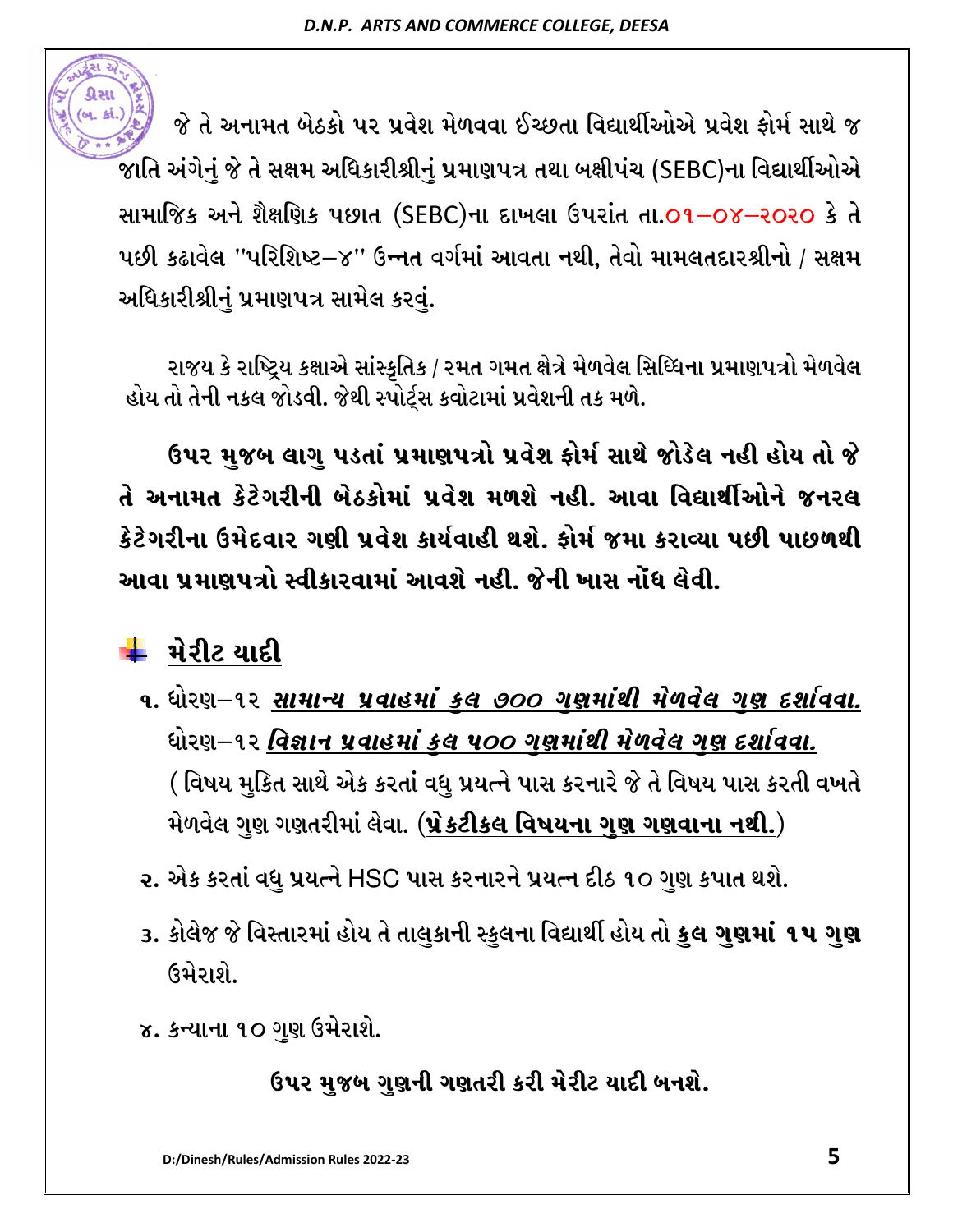જે તે અનામત બેઠકો પર પ્રવેશ મેળવવા ઈચ્છતા વિદ્યાર્થીઓએ પ્રવેશ ફોર્મ સાથે જ જાતિ અંગેનું જે તે સક્ષમ અધિકારીશ્રીનું પ્રમાણપત્ર તથા બક્ષીપંચ (SEBC)ના વિદ્યાર્થીઓએ સામાજિક અને શૈક્ષણિક પછાત (SEBC)ના દાખલા ઉપરાંત તા.૦૧–૦૪–૨૦૨૦ કે તે પછી કઢાવેલ "પરિશિષ્ટ–૪" ઉન્નત વર્ગમાં આવતા નથી, તેવો મામલતદારશ્રીનો / સક્ષમ અધિકારીશ્રીનું પ્રમાણપત્ર સામેલ કરવું.

રાજય કે રાષ્ટ્રિય કક્ષાએ સાંસ્કૃતિક / રમત ગમત ક્ષેત્રે મેળવેલ સિધ્ધિના પ્રમાણપત્રો મેળવેલ હોય તો તેની નકલ જોડવી. જેથી સ્પોર્ટ્સ કવોટામાં પ્રવેશની તક મળે.

**ઉપર મુજબ લાગુ પડતાં પ્રમાણપત્રો પ્રવેશ ફોર્મ સાથે જોડેલ નહી હોય તો જે તે અનામત કેટેગરીની બેઠકોમાં પ્રવેશ મળશે નહી. આવા વિદ્યાર્થીઓને જનરલ કેટેગરીના ઉમેદવાર ગણી પ્રવેશ કાર્યવાહી થશે. ફોર્મ જમા કરાવ્યા પછી પાછળથી આવા પ્રમાણપત્રો સ્વીકારવામાં આવશે નહી. જેની ખાસ નોંધ લેવી.**

## મેરીટ યાદી

૧. ધોરણ–૧૨ ***સામાન્ય પ્રવાહમાં કુલ ૭૦૦ ગુણમાંથી મેળવેલ ગુણ દર્શાવવા.***
ધોરણ–૧૨ ***વિજ્ઞાન પ્રવાહમાં કુલ ૫૦૦ ગુણમાંથી મેળવેલ ગુણ દર્શાવવા.***
( વિષય મુકિત સાથે એક કરતાં વધુ પ્રયત્ને પાસ કરનારે જે તે વિષય પાસ કરતી વખતે મેળવેલ ગુણ ગણતરીમાં લેવા. (**પ્રેકટીકલ વિષયના ગુણ ગણવાના નથી.**)

૨. એક કરતાં વધુ પ્રયત્ને HSC પાસ કરનારને પ્રયત્ન દીઠ ૧૦ ગુણ કપાત થશે.

૩. કોલેજ જે વિસ્તારમાં હોય તે તાલુકાની સ્કુલના વિદ્યાર્થી હોય તો **કુલ ગુણમાં ૧૫ ગુણ** ઉમેરાશે.

૪. કન્યાના ૧૦ ગુણ ઉમેરાશે.

**ઉપર મુજબ ગુણની ગણતરી કરી મેરીટ યાદી બનશે.**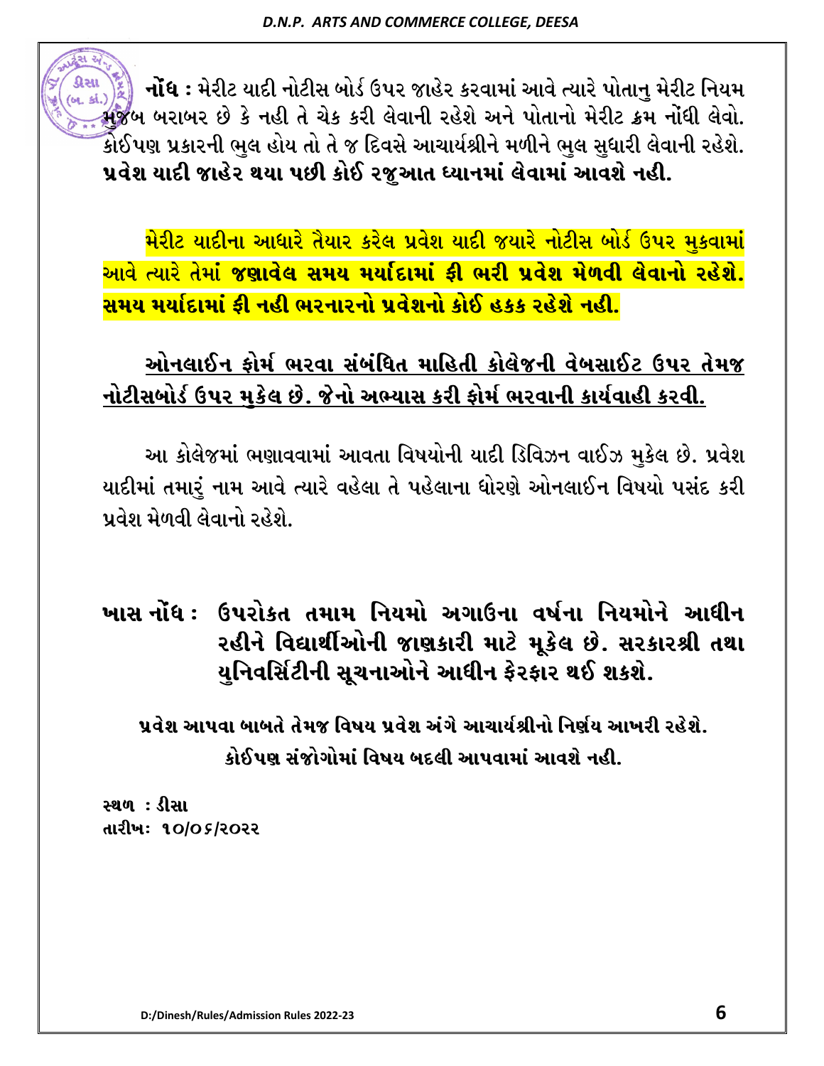**નોંધ :** મેરીટ યાદી નોટીસ બોર્ડ ઉપર જાહેર કરવામાં આવે ત્યારે પોતાનુ મેરીટ નિયમ મુજબ બરાબર છે કે નહી તે ચેક કરી લેવાની રહેશે અને પોતાનો મેરીટ ક્રમ નોંધી લેવો. કોઈપણ પ્રકારની ભુલ હોય તો તે જ દિવસે આચાર્યશ્રીને મળીને ભુલ સુધારી લેવાની રહેશે. **પ્રવેશ યાદી જાહેર થયા પછી કોઈ રજુઆત ધ્યાનમાં લેવામાં આવશે નહી.**

મેરીટ યાદીના આધારે તૈયાર કરેલ પ્રવેશ યાદી જયારે નોટીસ બોર્ડ ઉપર મુકવામાં આવે ત્યારે તેમાં **જણાવેલ સમય મર્યાદામાં ફી ભરી પ્રવેશ મેળવી લેવાનો રહેશે. સમય મર્યાદામાં ફી નહી ભરનારનો પ્રવેશનો કોઈ હકક રહેશે નહી.**

**ઓનલાઈન ફોર્મ ભરવા સંબંધિત માહિતી કોલેજની વેબસાઈટ ઉપર તેમજ નોટીસબોર્ડ ઉપર મુકેલ છે. જેનો અભ્યાસ કરી ફોર્મ ભરવાની કાર્યવાહી કરવી.**

આ કોલેજમાં ભણાવવામાં આવતા વિષયોની યાદી ડિવિઝન વાઈઝ મુકેલ છે. પ્રવેશ યાદીમાં તમારું નામ આવે ત્યારે વહેલા તે પહેલાના ધોરણે ઓનલાઈન વિષયો પસંદ કરી પ્રવેશ મેળવી લેવાનો રહેશે.

**ખાસ નોંધ : ઉપરોકત તમામ નિયમો અગાઉના વર્ષના નિયમોને આધીન રહીને વિદ્યાર્થીઓની જાણકારી માટે મૂકેલ છે. સરકારશ્રી તથા યુનિવર્સિટીની સૂચનાઓને આધીન ફેરફાર થઈ શકશે.**

**પ્રવેશ આપવા બાબતે તેમજ વિષય પ્રવેશ અંગે આચાર્યશ્રીનો નિર્ણય આખરી રહેશે.**
**કોઈપણ સંજોગોમાં વિષય બદલી આપવામાં આવશે નહી.**

**સ્થળ : ડીસા**
**તારીખ: ૧૦/૦૬/૨૦૨૨**

D:/Dinesh/Rules/Admission Rules 2022-23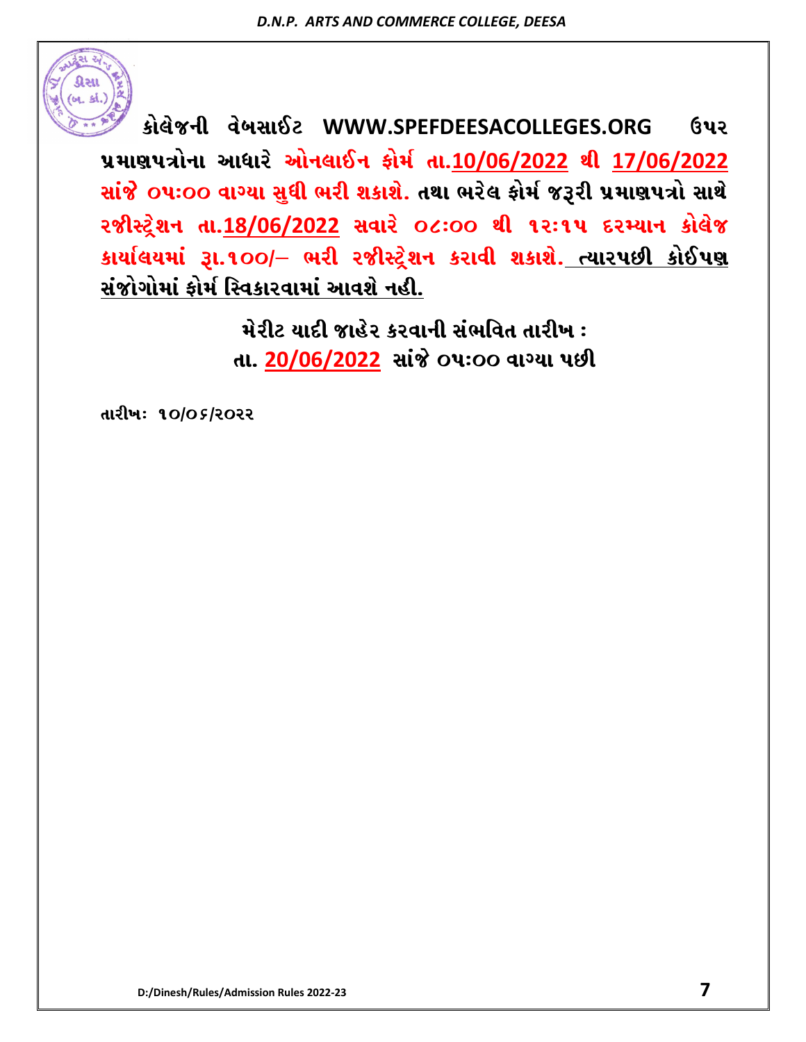**કોલેજની વેબસાઈટ WWW.SPEFDEESACOLLEGES.ORG ઉપર પ્રમાણપત્રોના આધારે ઓનલાઈન ફોર્મ તા.10/06/2022 થી 17/06/2022 સાંજે ૦૫:૦૦ વાગ્યા સુધી ભરી શકાશે. તથા ભરેલ ફોર્મ જરૂરી પ્રમાણપત્રો સાથે રજીસ્ટ્રેશન તા.18/06/2022 સવારે ૦૮:૦૦ થી ૧૨:૧૫ દરમ્યાન કોલેજ કાર્યાલયમાં રૂા.૧૦૦/– ભરી રજીસ્ટ્રેશન કરાવી શકાશે. <u>ત્યારપછી કોઈપણ સંજોગોમાં ફોર્મ સ્વિકારવામાં આવશે નહી.</u>**

**મેરીટ યાદી જાહેર કરવાની સંભવિત તારીખ :**
**તા. 20/06/2022 સાંજે ૦૫:૦૦ વાગ્યા પછી**

**તારીખ: ૧૦/૦૬/૨૦૨૨**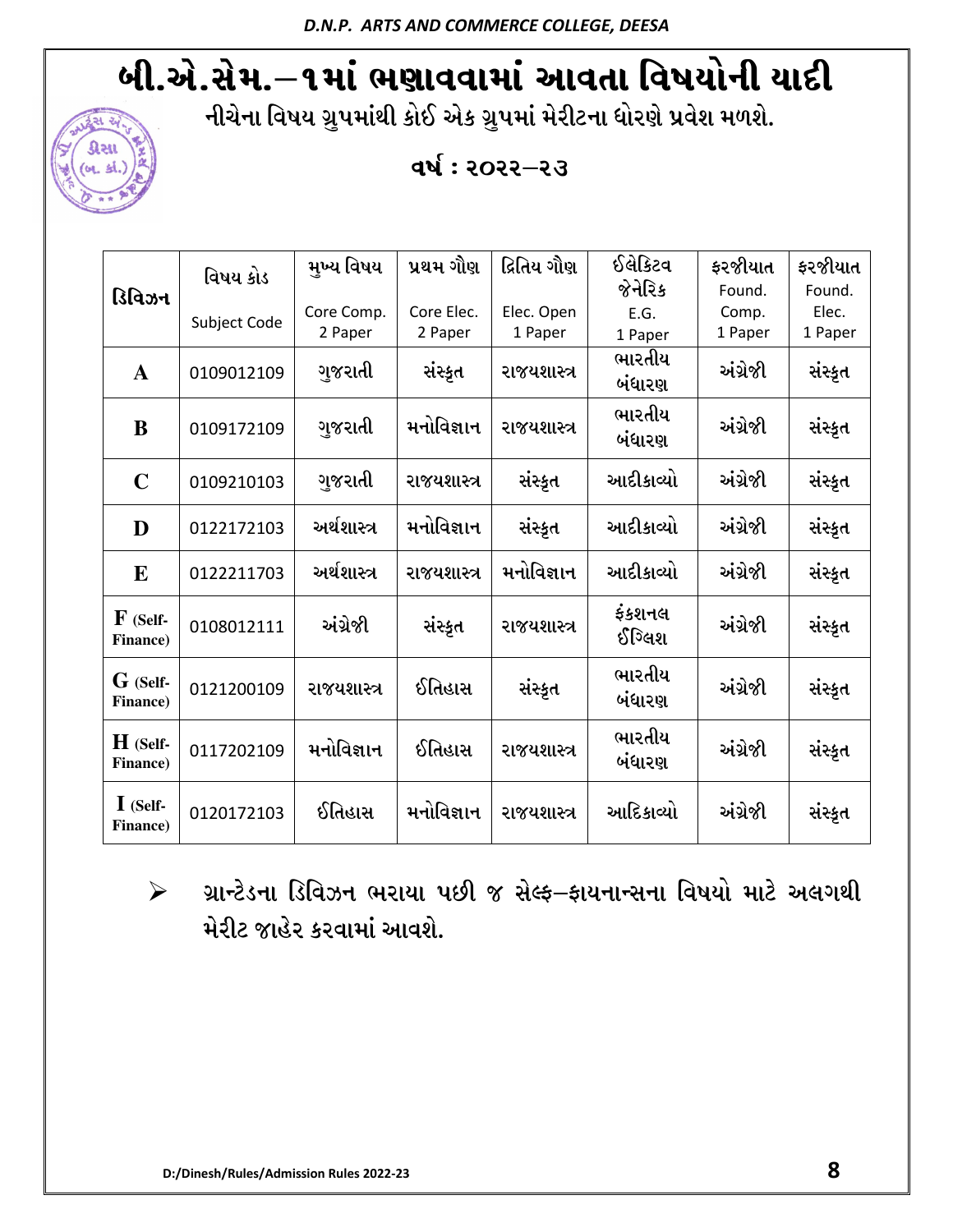# બી.એ.સેમ.–૧માં ભણાવવામાં આવતા વિષયોની યાદી

**નીચેના વિષય ગ્રુપમાંથી કોઈ એક ગ્રુપમાં મેરીટના ધોરણે પ્રવેશ મળશે.**

**વર્ષ : ૨૦૨૨–૨૩**

| ડિવિઝન | વિષય કોડ Subject Code | મુખ્ય વિષય Core Comp. 2 Paper | પ્રથમ ગૌણ Core Elec. 2 Paper | દ્વિતિય ગૌણ Elec. Open 1 Paper | ઈલેક્ટિવ જેનેરિક E.G. 1 Paper | ફરજીયાત Found. Comp. 1 Paper | ફરજીયાત Found. Elec. 1 Paper |
|---|---|---|---|---|---|---|---|
| **A** | 0109012109 | ગુજરાતી | સંસ્કૃત | રાજયશાસ્ત્ર | ભારતીય બંધારણ | અંગ્રેજી | સંસ્કૃત |
| **B** | 0109172109 | ગુજરાતી | મનોવિજ્ઞાન | રાજયશાસ્ત્ર | ભારતીય બંધારણ | અંગ્રેજી | સંસ્કૃત |
| **C** | 0109210103 | ગુજરાતી | રાજયશાસ્ત્ર | સંસ્કૃત | આદીકાવ્યો | અંગ્રેજી | સંસ્કૃત |
| **D** | 0122172103 | અર્થશાસ્ત્ર | મનોવિજ્ઞાન | સંસ્કૃત | આદીકાવ્યો | અંગ્રેજી | સંસ્કૃત |
| **E** | 0122211703 | અર્થશાસ્ત્ર | રાજયશાસ્ત્ર | મનોવિજ્ઞાન | આદીકાવ્યો | અંગ્રેજી | સંસ્કૃત |
| **F** (Self-Finance) | 0108012111 | અંગ્રેજી | સંસ્કૃત | રાજયશાસ્ત્ર | ફંકશનલ ઈંગ્લિશ | અંગ્રેજી | સંસ્કૃત |
| **G** (Self-Finance) | 0121200109 | રાજયશાસ્ત્ર | ઈતિહાસ | સંસ્કૃત | ભારતીય બંધારણ | અંગ્રેજી | સંસ્કૃત |
| **H** (Self-Finance) | 0117202109 | મનોવિજ્ઞાન | ઈતિહાસ | રાજયશાસ્ત્ર | ભારતીય બંધારણ | અંગ્રેજી | સંસ્કૃત |
| **I** (Self-Finance) | 0120172103 | ઈતિહાસ | મનોવિજ્ઞાન | રાજયશાસ્ત્ર | આદિકાવ્યો | અંગ્રેજી | સંસ્કૃત |

- **ગ્રાન્ટેડના ડિવિઝન ભરાયા પછી જ સેલ્ફ–ફાયનાન્સના વિષયો માટે અલગથી મેરીટ જાહેર કરવામાં આવશે.**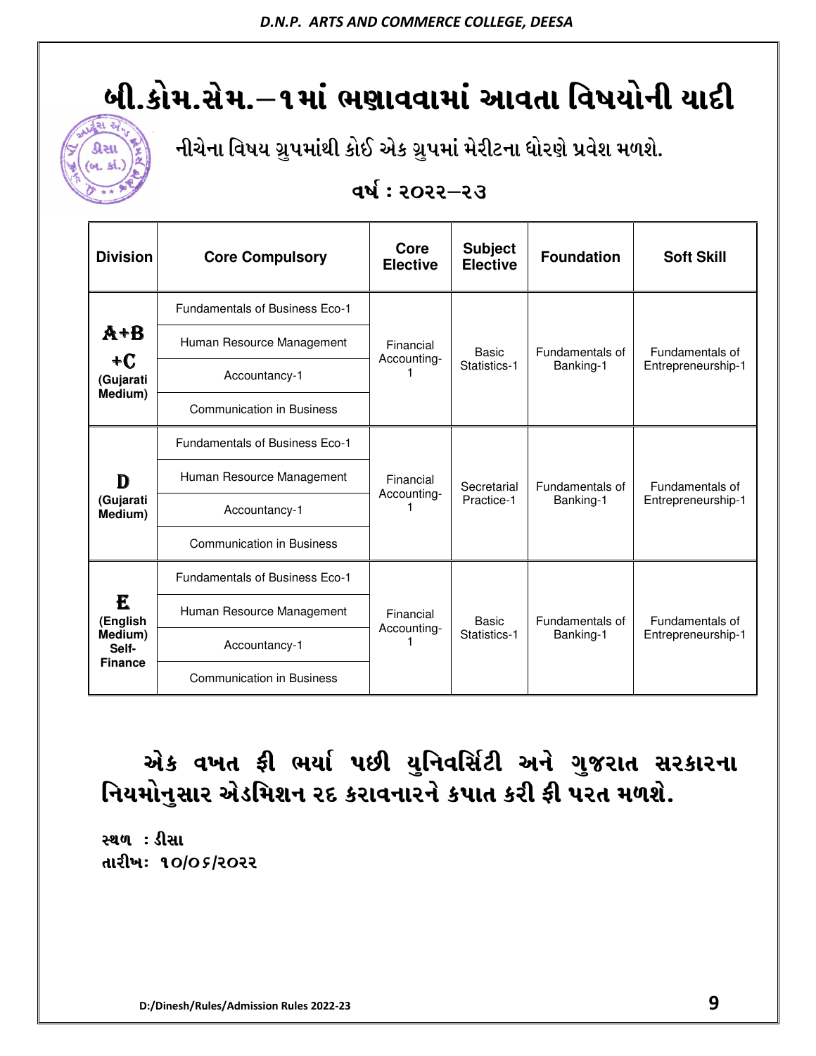# બી.કોમ.સેમ.–૧માં ભણાવવામાં આવતા વિષયોની યાદી

### નીચેના વિષય ગ્રુપમાંથી કોઈ એક ગ્રુપમાં મેરીટના ધોરણે પ્રવેશ મળશે.

### વર્ષ : ૨૦૨૨–૨૩

| Division | Core Compulsory | Core Elective | Subject Elective | Foundation | Soft Skill |
|---|---|---|---|---|---|
| A+B +C (Gujarati Medium) | Fundamentals of Business Eco-1 | Financial Accounting-1 | Basic Statistics-1 | Fundamentals of Banking-1 | Fundamentals of Entrepreneurship-1 |
| | Human Resource Management | | | | |
| | Accountancy-1 | | | | |
| | Communication in Business | | | | |
| D (Gujarati Medium) | Fundamentals of Business Eco-1 | Financial Accounting-1 | Secretarial Practice-1 | Fundamentals of Banking-1 | Fundamentals of Entrepreneurship-1 |
| | Human Resource Management | | | | |
| | Accountancy-1 | | | | |
| | Communication in Business | | | | |
| E (English Medium) Self-Finance | Fundamentals of Business Eco-1 | Financial Accounting-1 | Basic Statistics-1 | Fundamentals of Banking-1 | Fundamentals of Entrepreneurship-1 |
| | Human Resource Management | | | | |
| | Accountancy-1 | | | | |
| | Communication in Business | | | | |

**એક વખત ફી ભર્યા પછી યુનિવર્સિટી અને ગુજરાત સરકારના નિયમોનુસાર એડમિશન રદ કરાવનારને કપાત કરી ફી પરત મળશે.**

**સ્થળ : ડીસા**
**તારીખ: ૧૦/૦૬/૨૦૨૨**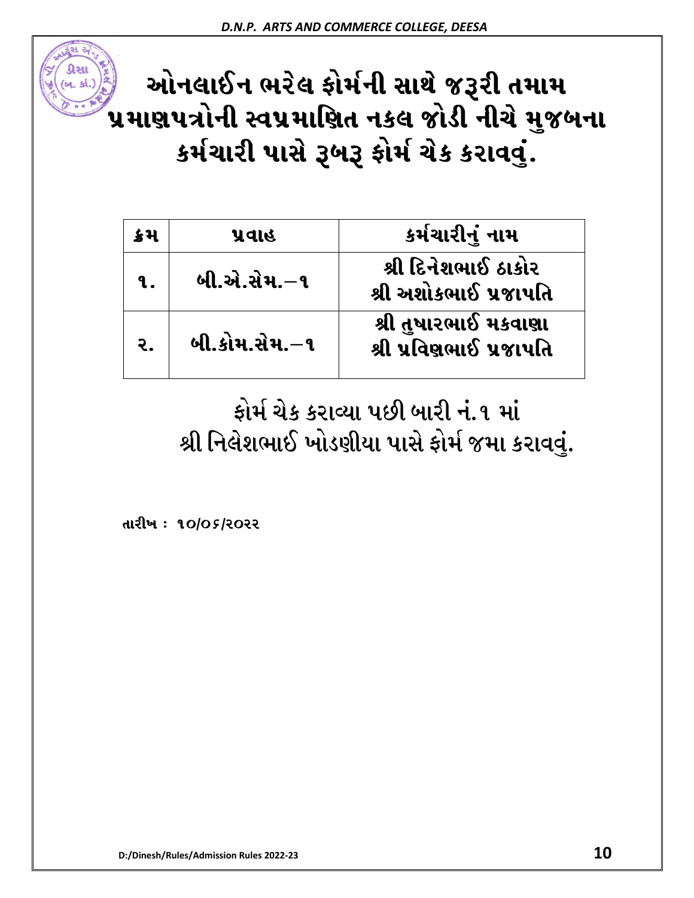# ઓનલાઈન ભરેલ ફોર્મની સાથે જરૂરી તમામ પ્રમાણપત્રોની સ્વપ્રમાણિત નકલ જોડી નીચે મુજબના કર્મચારી પાસે રૂબરૂ ફોર્મ ચેક કરાવવું.

| ક્રમ | પ્રવાહ | કર્મચારીનું નામ |
|---|---|---|
| ૧. | બી.એ.સેમ.–૧ | શ્રી દિનેશભાઈ ઠાકોર<br>શ્રી અશોકભાઈ પ્રજાપતિ |
| ૨. | બી.કોમ.સેમ.–૧ | શ્રી તુષારભાઈ મકવાણા<br>શ્રી પ્રવિણભાઈ પ્રજાપતિ |

ફોર્મ ચેક કરાવ્યા પછી બારી નં.૧ માં શ્રી નિલેશભાઈ ખોડણીયા પાસે ફોર્મ જમા કરાવવું.

**તારીખ : ૧૦/૦૬/૨૦૨૨**

D:/Dinesh/Rules/Admission Rules 2022-23